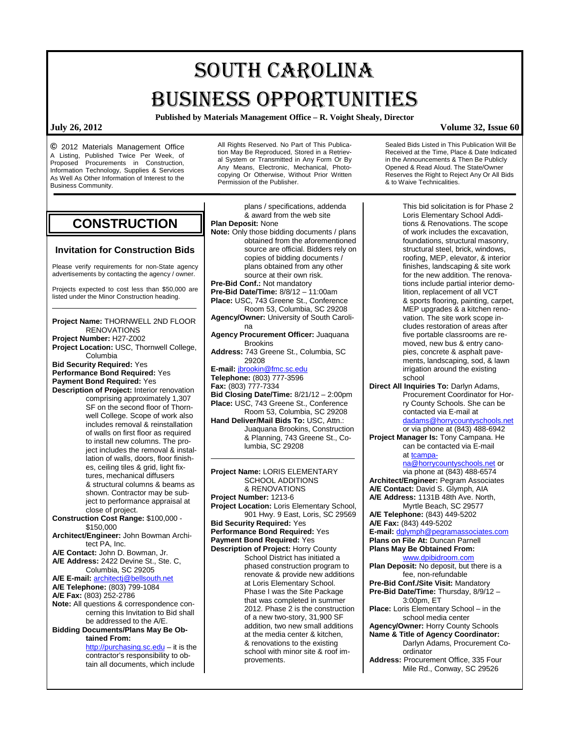# SOUTH CAROLINA BUSINESS OPPORTUNITIES

**Published by Materials Management Office – R. Voight Shealy, Director**

**July 26, 2012** **Volume 32, Issue 60**

© 2012 Materials Management Office A Listing, Published Twice Per Week, of Proposed Procurements in Construction, Information Technology, Supplies & Services As Well As Other Information of Interest to the Business Community.

All Rights Reserved. No Part of This Publication May Be Reproduced, Stored in a Retrieval System or Transmitted in Any Form Or By Any Means, Electronic, Mechanical, Photocopying Or Otherwise, Without Prior Written Permission of the Publisher.

Sealed Bids Listed in This Publication Will Be Received at the Time, Place & Date Indicated in the Announcements & Then Be Publicly Opened & Read Aloud. The State/Owner Reserves the Right to Reject Any Or All Bids & to Waive Technicalities.

## CONSTRUCTION

### Invitation for Construction Bids

Please verify requirements for non-State agency advertisements by contacting the agency / owner.

Projects expected to cost less than $50,000 are listed under the Minor Construction heading.

---

**Project Name:** THORNWELL 2ND FLOOR RENOVATIONS
**Project Number:** H27-Z002
**Project Location:** USC, Thornwell College, Columbia
**Bid Security Required:** Yes
**Performance Bond Required:** Yes
**Payment Bond Required:** Yes
**Description of Project:** Interior renovation comprising approximately 1,307 SF on the second floor of Thornwell College. Scope of work also includes removal & reinstallation of walls on first floor as required to install new columns. The project includes the removal & installation of walls, doors, floor finishes, ceiling tiles & grid, light fixtures, mechanical diffusers & structural columns & beams as shown. Contractor may be subject to performance appraisal at close of project.
**Construction Cost Range:** $100,000 - $150,000
**Architect/Engineer:** John Bowman Architect PA, Inc.
**A/E Contact:** John D. Bowman, Jr.
**A/E Address:** 2422 Devine St., Ste. C, Columbia, SC 29205
**A/E E-mail:** architectj@bellsouth.net
**A/E Telephone:** (803) 799-1084
**A/E Fax:** (803) 252-2786
**Note:** All questions & correspondence concerning this Invitation to Bid shall be addressed to the A/E.
**Bidding Documents/Plans May Be Obtained From:** http://purchasing.sc.edu – it is the contractor's responsibility to obtain all documents, which include plans / specifications, addenda & award from the web site
**Plan Deposit:** None
**Note:** Only those bidding documents / plans obtained from the aforementioned source are official. Bidders rely on copies of bidding documents / plans obtained from any other source at their own risk.
**Pre-Bid Conf.:** Not mandatory
**Pre-Bid Date/Time:** 8/8/12 – 11:00am
**Place:** USC, 743 Greene St., Conference Room 53, Columbia, SC 29208
**Agency/Owner:** University of South Carolina
**Agency Procurement Officer:** Juaquana Brookins
**Address:** 743 Greene St., Columbia, SC 29208
**E-mail:** jbrookin@fmc.sc.edu
**Telephone:** (803) 777-3596
**Fax:** (803) 777-7334
**Bid Closing Date/Time:** 8/21/12 – 2:00pm
**Place:** USC, 743 Greene St., Conference Room 53, Columbia, SC 29208
**Hand Deliver/Mail Bids To:** USC, Attn.: Juaquana Brookins, Construction & Planning, 743 Greene St., Columbia, SC 29208

---

**Project Name:** LORIS ELEMENTARY SCHOOL ADDITIONS & RENOVATIONS
**Project Number:** 1213-6
**Project Location:** Loris Elementary School, 901 Hwy. 9 East, Loris, SC 29569
**Bid Security Required:** Yes
**Performance Bond Required:** Yes
**Payment Bond Required:** Yes
**Description of Project:** Horry County School District has initiated a phased construction program to renovate & provide new additions at Loris Elementary School. Phase I was the Site Package that was completed in summer 2012. Phase 2 is the construction of a new two-story, 31,900 SF addition, two new small additions at the media center & kitchen, & renovations to the existing school with minor site & roof improvements. This bid solicitation is for Phase 2 Loris Elementary School Additions & Renovations. The scope of work includes the excavation, foundations, structural masonry, structural steel, brick, windows, roofing, MEP, elevator, & interior finishes, landscaping & site work for the new addition. The renovations include partial interior demolition, replacement of all VCT & sports flooring, painting, carpet, MEP upgrades & a kitchen renovation. The site work scope includes restoration of areas after five portable classrooms are removed, new bus & entry canopies, concrete & asphalt pavements, landscaping, sod, & lawn irrigation around the existing school
**Direct All Inquiries To:** Darlyn Adams, Procurement Coordinator for Horry County Schools. She can be contacted via E-mail at dadams@horrycountyschools.net or via phone at (843) 488-6942
**Project Manager Is:** Tony Campana. He can be contacted via E-mail at tcampana@horrycountyschools.net or via phone at (843) 488-6574
**Architect/Engineer:** Pegram Associates
**A/E Contact:** David S. Glymph, AIA
**A/E Address:** 1131B 48th Ave. North, Myrtle Beach, SC 29577
**A/E Telephone:** (843) 449-5202
**A/E Fax:** (843) 449-5202
**E-mail:** dglymph@pegramassociates.com
**Plans on File At:** Duncan Parnell
**Plans May Be Obtained From:** www.dpibidroom.com
**Plan Deposit:** No deposit, but there is a fee, non-refundable
**Pre-Bid Conf./Site Visit:** Mandatory
**Pre-Bid Date/Time:** Thursday, 8/9/12 – 3:00pm, ET
**Place:** Loris Elementary School – in the school media center
**Agency/Owner:** Horry County Schools
**Name & Title of Agency Coordinator:** Darlyn Adams, Procurement Coordinator
**Address:** Procurement Office, 335 Four Mile Rd., Conway, SC 29526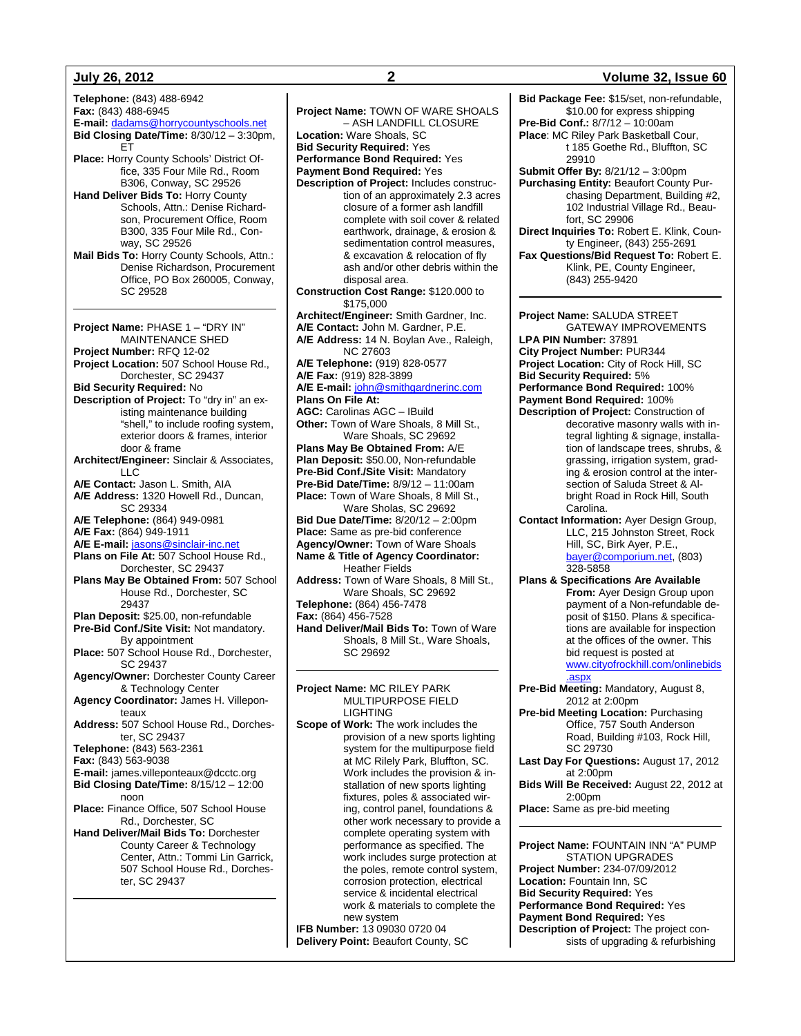**Telephone:** (843) 488-6942
**Fax:** (843) 488-6945
**E-mail:** dadams@horrycountyschools.net
**Bid Closing Date/Time:** 8/30/12 – 3:30pm, ET
**Place:** Horry County Schools' District Office, 335 Four Mile Rd., Room B306, Conway, SC 29526
**Hand Deliver Bids To:** Horry County Schools, Attn.: Denise Richardson, Procurement Office, Room B300, 335 Four Mile Rd., Conway, SC 29526
**Mail Bids To:** Horry County Schools, Attn.: Denise Richardson, Procurement Office, PO Box 260005, Conway, SC 29528

---

**Project Name:** PHASE 1 – "DRY IN" MAINTENANCE SHED
**Project Number:** RFQ 12-02
**Project Location:** 507 School House Rd., Dorchester, SC 29437
**Bid Security Required:** No
**Description of Project:** To "dry in" an existing maintenance building "shell," to include roofing system, exterior doors & frames, interior door & frame
**Architect/Engineer:** Sinclair & Associates, LLC
**A/E Contact:** Jason L. Smith, AIA
**A/E Address:** 1320 Howell Rd., Duncan, SC 29334
**A/E Telephone:** (864) 949-0981
**A/E Fax:** (864) 949-1911
**A/E E-mail:** jasons@sinclair-inc.net
**Plans on File At:** 507 School House Rd., Dorchester, SC 29437
**Plans May Be Obtained From:** 507 School House Rd., Dorchester, SC 29437
**Plan Deposit:** $25.00, non-refundable
**Pre-Bid Conf./Site Visit:** Not mandatory. By appointment
**Place:** 507 School House Rd., Dorchester, SC 29437
**Agency/Owner:** Dorchester County Career & Technology Center
**Agency Coordinator:** James H. Villeponteaux
**Address:** 507 School House Rd., Dorchester, SC 29437
**Telephone:** (843) 563-2361
**Fax:** (843) 563-9038
**E-mail:** james.villeponteaux@dcctc.org
**Bid Closing Date/Time:** 8/15/12 – 12:00 noon
**Place:** Finance Office, 507 School House Rd., Dorchester, SC
**Hand Deliver/Mail Bids To:** Dorchester County Career & Technology Center, Attn.: Tommi Lin Garrick, 507 School House Rd., Dorchester, SC 29437

---

**Project Name:** TOWN OF WARE SHOALS – ASH LANDFILL CLOSURE
**Location:** Ware Shoals, SC
**Bid Security Required:** Yes
**Performance Bond Required:** Yes
**Payment Bond Required:** Yes
**Description of Project:** Includes construction of an approximately 2.3 acres closure of a former ash landfill complete with soil cover & related earthwork, drainage, & erosion & sedimentation control measures, & excavation & relocation of fly ash and/or other debris within the disposal area.
**Construction Cost Range:** $120.000 to $175,000
**Architect/Engineer:** Smith Gardner, Inc.
**A/E Contact:** John M. Gardner, P.E.
**A/E Address:** 14 N. Boylan Ave., Raleigh, NC 27603
**A/E Telephone:** (919) 828-0577
**A/E Fax:** (919) 828-3899
**A/E E-mail:** john@smithgardnerinc.com
**Plans On File At:**
**AGC:** Carolinas AGC – IBuild
**Other:** Town of Ware Shoals, 8 Mill St., Ware Sholas, SC 29692
**Plans May Be Obtained From:** A/E
**Plan Deposit:** $50.00, Non-refundable
**Pre-Bid Conf./Site Visit:** Mandatory
**Pre-Bid Date/Time:** 8/9/12 – 11:00am
**Place:** Town of Ware Shoals, 8 Mill St., Ware Sholas, SC 29692
**Bid Due Date/Time:** 8/20/12 – 2:00pm
**Place:** Same as pre-bid conference
**Agency/Owner:** Town of Ware Shoals
**Name & Title of Agency Coordinator:** Heather Fields
**Address:** Town of Ware Shoals, 8 Mill St., Ware Shoals, SC 29692
**Telephone:** (864) 456-7478
**Fax:** (864) 456-7528
**Hand Deliver/Mail Bids To:** Town of Ware Shoals, 8 Mill St., Ware Shoals, SC 29692

---

**Project Name:** MC RILEY PARK MULTIPURPOSE FIELD LIGHTING
**Scope of Work:** The work includes the provision of a new sports lighting system for the multipurpose field at MC Rilely Park, Bluffton, SC. Work includes the provision & installation of new sports lighting fixtures, poles & associated wiring, control panel, foundations & other work necessary to provide a complete operating system with performance as specified. The work includes surge protection at the poles, remote control system, corrosion protection, electrical service & incidental electrical work & materials to complete the new system
**IFB Number:** 13 09030 0720 04
**Delivery Point:** Beaufort County, SC
**Bid Package Fee:** $15/set, non-refundable, $10.00 for express shipping
**Pre-Bid Conf.:** 8/7/12 – 10:00am
**Place**: MC Riley Park Basketball Cour, t 185 Goethe Rd., Bluffton, SC 29910
**Submit Offer By:** 8/21/12 – 3:00pm
**Purchasing Entity:** Beaufort County Purchasing Department, Building #2, 102 Industrial Village Rd., Beaufort, SC 29906
**Direct Inquiries To:** Robert E. Klink, County Engineer, (843) 255-2691
**Fax Questions/Bid Request To:** Robert E. Klink, PE, County Engineer, (843) 255-9420

---

**Project Name:** SALUDA STREET GATEWAY IMPROVEMENTS
**LPA PIN Number:** 37891
**City Project Number:** PUR344
**Project Location:** City of Rock Hill, SC
**Bid Security Required:** 5%
**Performance Bond Required:** 100%
**Payment Bond Required:** 100%
**Description of Project:** Construction of decorative masonry walls with integral lighting & signage, installation of landscape trees, shrubs, & grassing, irrigation system, grading & erosion control at the intersection of Saluda Street & Albright Road in Rock Hill, South Carolina.
**Contact Information:** Ayer Design Group, LLC, 215 Johnston Street, Rock Hill, SC, Birk Ayer, P.E., bayer@comporium.net, (803) 328-5858
**Plans & Specifications Are Available From:** Ayer Design Group upon payment of a Non-refundable deposit of $150. Plans & specifications are available for inspection at the offices of the owner. This bid request is posted at www.cityofrockhill.com/onlinebids.aspx
**Pre-Bid Meeting:** Mandatory, August 8, 2012 at 2:00pm
**Pre-bid Meeting Location:** Purchasing Office, 757 South Anderson Road, Building #103, Rock Hill, SC 29730
**Last Day For Questions:** August 17, 2012 at 2:00pm
**Bids Will Be Received:** August 22, 2012 at 2:00pm
**Place:** Same as pre-bid meeting

---

**Project Name:** FOUNTAIN INN "A" PUMP STATION UPGRADES
**Project Number:** 234-07/09/2012
**Location:** Fountain Inn, SC
**Bid Security Required:** Yes
**Performance Bond Required:** Yes
**Payment Bond Required:** Yes
**Description of Project:** The project consists of upgrading & refurbishing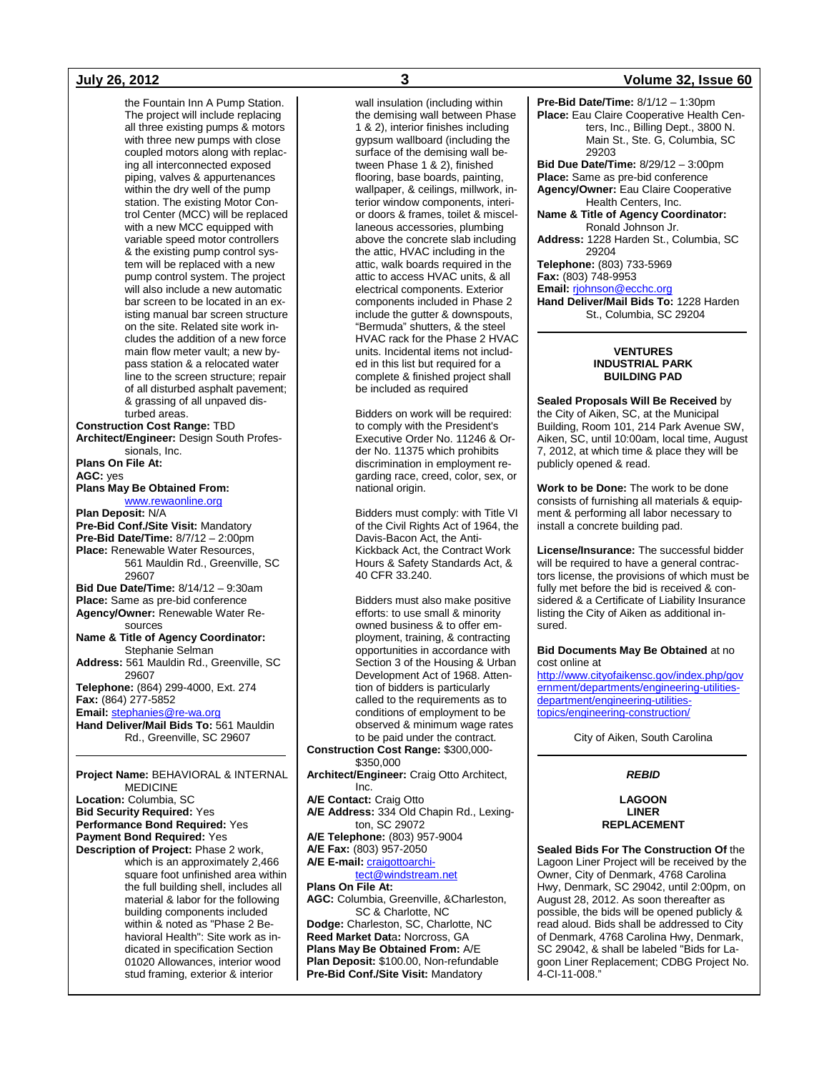the Fountain Inn A Pump Station. The project will include replacing all three existing pumps & motors with three new pumps with close coupled motors along with replacing all interconnected exposed piping, valves & appurtenances within the dry well of the pump station. The existing Motor Control Center (MCC) will be replaced with a new MCC equipped with variable speed motor controllers & the existing pump control system will be replaced with a new pump control system. The project will also include a new automatic bar screen to be located in an existing manual bar screen structure on the site. Related site work includes the addition of a new force main flow meter vault; a new bypass station & a relocated water line to the screen structure; repair of all disturbed asphalt pavement; & grassing of all unpaved disturbed areas.

**Construction Cost Range:** TBD
**Architect/Engineer:** Design South Professionals, Inc.
**Plans On File At:**
**AGC:** yes
**Plans May Be Obtained From:** www.rewaonline.org
**Plan Deposit:** N/A
**Pre-Bid Conf./Site Visit:** Mandatory
**Pre-Bid Date/Time:** 8/7/12 – 2:00pm
**Place:** Renewable Water Resources, 561 Mauldin Rd., Greenville, SC 29607
**Bid Due Date/Time:** 8/14/12 – 9:30am
**Place:** Same as pre-bid conference
**Agency/Owner:** Renewable Water Resources
**Name & Title of Agency Coordinator:** Stephanie Selman
**Address:** 561 Mauldin Rd., Greenville, SC 29607
**Telephone:** (864) 299-4000, Ext. 274
**Fax:** (864) 277-5852
**Email:** stephanies@re-wa.org
**Hand Deliver/Mail Bids To:** 561 Mauldin Rd., Greenville, SC 29607

---

**Project Name:** BEHAVIORAL & INTERNAL MEDICINE
**Location:** Columbia, SC
**Bid Security Required:** Yes
**Performance Bond Required:** Yes
**Payment Bond Required:** Yes
**Description of Project:** Phase 2 work, which is an approximately 2,466 square foot unfinished area within the full building shell, includes all material & labor for the following building components included within & noted as "Phase 2 Behavioral Health": Site work as indicated in specification Section 01020 Allowances, interior wood stud framing, exterior & interior wall insulation (including within the demising wall between Phase 1 & 2), interior finishes including gypsum wallboard (including the surface of the demising wall between Phase 1 & 2), finished flooring, base boards, painting, wallpaper, & ceilings, millwork, interior window components, interior doors & frames, toilet & miscellaneous accessories, plumbing above the concrete slab including the attic, HVAC including in the attic, walk boards required in the attic to access HVAC units, & all electrical components. Exterior components included in Phase 2 include the gutter & downspouts, "Bermuda" shutters, & the steel HVAC rack for the Phase 2 HVAC units. Incidental items not included in this list but required for a complete & finished project shall be included as required

Bidders on work will be required: to comply with the President's Executive Order No. 11246 & Order No. 11375 which prohibits discrimination in employment regarding race, creed, color, sex, or national origin.

Bidders must comply: with Title VI of the Civil Rights Act of 1964, the Davis-Bacon Act, the Anti-Kickback Act, the Contract Work Hours & Safety Standards Act, & 40 CFR 33.240.

Bidders must also make positive efforts: to use small & minority owned business & to offer employment, training, & contracting opportunities in accordance with Section 3 of the Housing & Urban Development Act of 1968. Attention of bidders is particularly called to the requirements as to conditions of employment to be observed & minimum wage rates to be paid under the contract.

**Construction Cost Range:** $300,000-$350,000
**Architect/Engineer:** Craig Otto Architect, Inc.
**A/E Contact:** Craig Otto
**A/E Address:** 334 Old Chapin Rd., Lexington, SC 29072
**A/E Telephone:** (803) 957-9004
**A/E Fax:** (803) 957-2050
**A/E E-mail:** craigottoarchitect@windstream.net
**Plans On File At:**
**AGC:** Columbia, Greenville, &Charleston, SC & Charlotte, NC
**Dodge:** Charleston, SC, Charlotte, NC
**Reed Market Data:** Norcross, GA
**Plans May Be Obtained From:** A/E
**Plan Deposit:** $100.00, Non-refundable
**Pre-Bid Conf./Site Visit:** Mandatory
**Pre-Bid Date/Time:** 8/1/12 – 1:30pm
**Place:** Eau Claire Cooperative Health Centers, Inc., Billing Dept., 3800 N. Main St., Ste. G, Columbia, SC 29203
**Bid Due Date/Time:** 8/29/12 – 3:00pm
**Place:** Same as pre-bid conference
**Agency/Owner:** Eau Claire Cooperative Health Centers, Inc.
**Name & Title of Agency Coordinator:** Ronald Johnson Jr.
**Address:** 1228 Harden St., Columbia, SC 29204
**Telephone:** (803) 733-5969
**Fax:** (803) 748-9953
**Email:** rjohnson@ecchc.org
**Hand Deliver/Mail Bids To:** 1228 Harden St., Columbia, SC 29204

---

## VENTURES INDUSTRIAL PARK BUILDING PAD

**Sealed Proposals Will Be Received** by the City of Aiken, SC, at the Municipal Building, Room 101, 214 Park Avenue SW, Aiken, SC, until 10:00am, local time, August 7, 2012, at which time & place they will be publicly opened & read.

**Work to be Done:** The work to be done consists of furnishing all materials & equipment & performing all labor necessary to install a concrete building pad.

**License/Insurance:** The successful bidder will be required to have a general contractors license, the provisions of which must be fully met before the bid is received & considered & a Certificate of Liability Insurance listing the City of Aiken as additional insured.

**Bid Documents May Be Obtained** at no cost online at http://www.cityofaikensc.gov/index.php/government/departments/engineering-utilities-department/engineering-utilities-topics/engineering-construction/

City of Aiken, South Carolina

---

***REBID***

## LAGOON LINER REPLACEMENT

**Sealed Bids For The Construction Of** the Lagoon Liner Project will be received by the Owner, City of Denmark, 4768 Carolina Hwy, Denmark, SC 29042, until 2:00pm, on August 28, 2012. As soon thereafter as possible, the bids will be opened publicly & read aloud. Bids shall be addressed to City of Denmark, 4768 Carolina Hwy, Denmark, SC 29042, & shall be labeled "Bids for Lagoon Liner Replacement; CDBG Project No. 4-CI-11-008."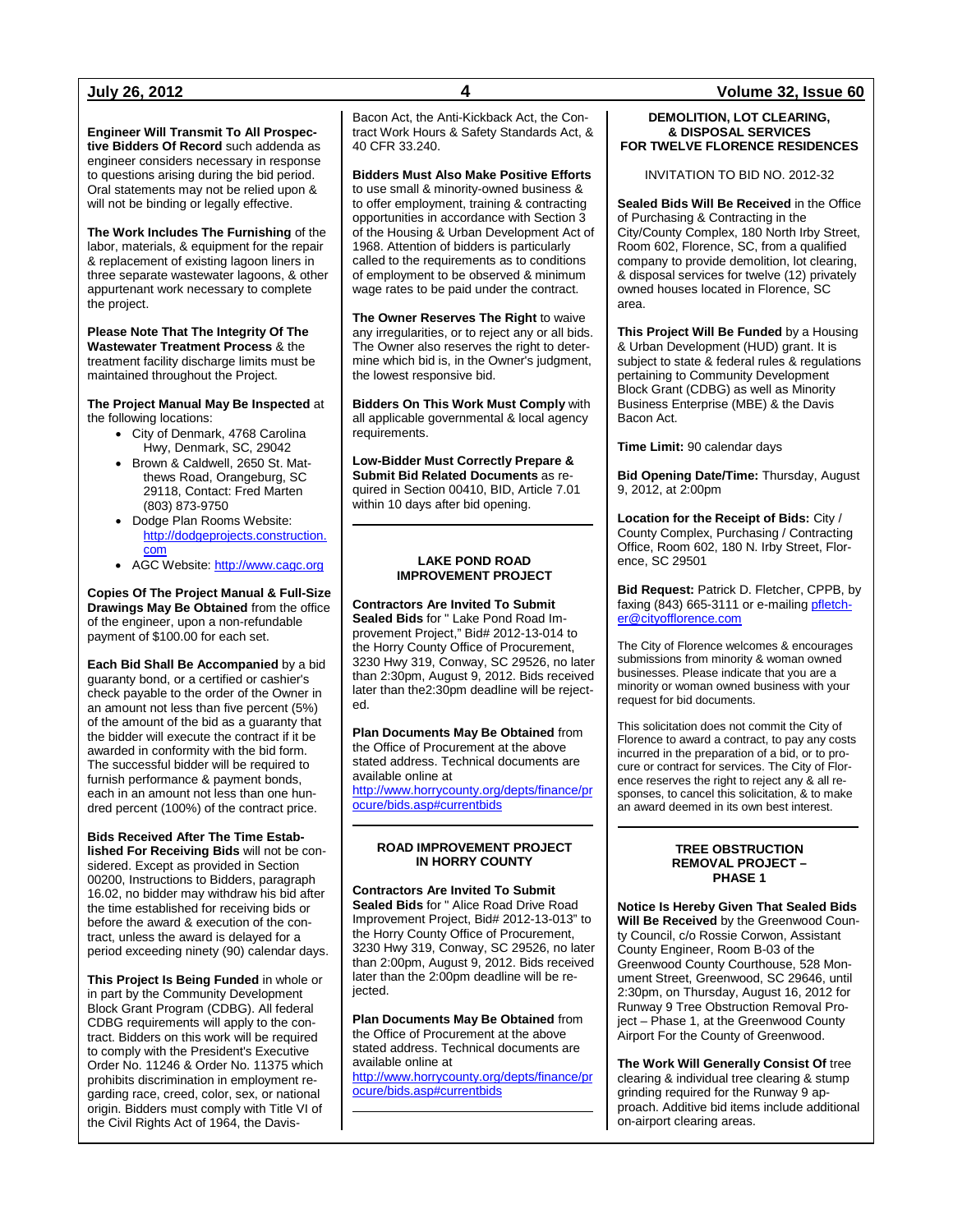**Engineer Will Transmit To All Prospective Bidders Of Record** such addenda as engineer considers necessary in response to questions arising during the bid period. Oral statements may not be relied upon & will not be binding or legally effective.

**The Work Includes The Furnishing** of the labor, materials, & equipment for the repair & replacement of existing lagoon liners in three separate wastewater lagoons, & other appurtenant work necessary to complete the project.

**Please Note That The Integrity Of The Wastewater Treatment Process** & the treatment facility discharge limits must be maintained throughout the Project.

**The Project Manual May Be Inspected** at the following locations:

- City of Denmark, 4768 Carolina Hwy, Denmark, SC, 29042
- Brown & Caldwell, 2650 St. Matthews Road, Orangeburg, SC 29118, Contact: Fred Marten (803) 873-9750
- Dodge Plan Rooms Website: http://dodgeprojects.construction.com
- AGC Website: http://www.cagc.org

**Copies Of The Project Manual & Full-Size Drawings May Be Obtained** from the office of the engineer, upon a non-refundable payment of $100.00 for each set.

**Each Bid Shall Be Accompanied** by a bid guaranty bond, or a certified or cashier's check payable to the order of the Owner in an amount not less than five percent (5%) of the amount of the bid as a guaranty that the bidder will execute the contract if it be awarded in conformity with the bid form. The successful bidder will be required to furnish performance & payment bonds, each in an amount not less than one hundred percent (100%) of the contract price.

**Bids Received After The Time Established For Receiving Bids** will not be considered. Except as provided in Section 00200, Instructions to Bidders, paragraph 16.02, no bidder may withdraw his bid after the time established for receiving bids or before the award & execution of the contract, unless the award is delayed for a period exceeding ninety (90) calendar days.

**This Project Is Being Funded** in whole or in part by the Community Development Block Grant Program (CDBG). All federal CDBG requirements will apply to the contract. Bidders on this work will be required to comply with the President's Executive Order No. 11246 & Order No. 11375 which prohibits discrimination in employment regarding race, creed, color, sex, or national origin. Bidders must comply with Title VI of the Civil Rights Act of 1964, the Davis-Bacon Act, the Anti-Kickback Act, the Contract Work Hours & Safety Standards Act, & 40 CFR 33.240.

**Bidders Must Also Make Positive Efforts** to use small & minority-owned business & to offer employment, training & contracting opportunities in accordance with Section 3 of the Housing & Urban Development Act of 1968. Attention of bidders is particularly called to the requirements as to conditions of employment to be observed & minimum wage rates to be paid under the contract.

**The Owner Reserves The Right** to waive any irregularities, or to reject any or all bids. The Owner also reserves the right to determine which bid is, in the Owner's judgment, the lowest responsive bid.

**Bidders On This Work Must Comply** with all applicable governmental & local agency requirements.

**Low-Bidder Must Correctly Prepare & Submit Bid Related Documents** as required in Section 00410, BID, Article 7.01 within 10 days after bid opening.

---

## LAKE POND ROAD IMPROVEMENT PROJECT

**Contractors Are Invited To Submit Sealed Bids** for " Lake Pond Road Improvement Project," Bid# 2012-13-014 to the Horry County Office of Procurement, 3230 Hwy 319, Conway, SC 29526, no later than 2:30pm, August 9, 2012. Bids received later than the2:30pm deadline will be rejected.

**Plan Documents May Be Obtained** from the Office of Procurement at the above stated address. Technical documents are available online at http://www.horrycounty.org/depts/finance/procure/bids.asp#currentbids

---

## ROAD IMPROVEMENT PROJECT IN HORRY COUNTY

**Contractors Are Invited To Submit Sealed Bids** for " Alice Road Drive Road Improvement Project, Bid# 2012-13-013" to the Horry County Office of Procurement, 3230 Hwy 319, Conway, SC 29526, no later than 2:00pm, August 9, 2012. Bids received later than the 2:00pm deadline will be rejected.

**Plan Documents May Be Obtained** from the Office of Procurement at the above stated address. Technical documents are available online at http://www.horrycounty.org/depts/finance/procure/bids.asp#currentbids

---

## DEMOLITION, LOT CLEARING, & DISPOSAL SERVICES FOR TWELVE FLORENCE RESIDENCES

INVITATION TO BID NO. 2012-32

**Sealed Bids Will Be Received** in the Office of Purchasing & Contracting in the City/County Complex, 180 North Irby Street, Room 602, Florence, SC, from a qualified company to provide demolition, lot clearing, & disposal services for twelve (12) privately owned houses located in Florence, SC area.

**This Project Will Be Funded** by a Housing & Urban Development (HUD) grant. It is subject to state & federal rules & regulations pertaining to Community Development Block Grant (CDBG) as well as Minority Business Enterprise (MBE) & the Davis Bacon Act.

**Time Limit:** 90 calendar days

**Bid Opening Date/Time:** Thursday, August 9, 2012, at 2:00pm

**Location for the Receipt of Bids:** City / County Complex, Purchasing / Contracting Office, Room 602, 180 N. Irby Street, Florence, SC 29501

**Bid Request:** Patrick D. Fletcher, CPPB, by faxing (843) 665-3111 or e-mailing pfletcher@cityofflorence.com

The City of Florence welcomes & encourages submissions from minority & woman owned businesses. Please indicate that you are a minority or woman owned business with your request for bid documents.

This solicitation does not commit the City of Florence to award a contract, to pay any costs incurred in the preparation of a bid, or to procure or contract for services. The City of Florence reserves the right to reject any & all responses, to cancel this solicitation, & to make an award deemed in its own best interest.

---

## TREE OBSTRUCTION REMOVAL PROJECT – PHASE 1

**Notice Is Hereby Given That Sealed Bids Will Be Received** by the Greenwood County Council, c/o Rossie Corwon, Assistant County Engineer, Room B-03 of the Greenwood County Courthouse, 528 Monument Street, Greenwood, SC 29646, until 2:30pm, on Thursday, August 16, 2012 for Runway 9 Tree Obstruction Removal Project – Phase 1, at the Greenwood County Airport For the County of Greenwood.

**The Work Will Generally Consist Of** tree clearing & individual tree clearing & stump grinding required for the Runway 9 approach. Additive bid items include additional on-airport clearing areas.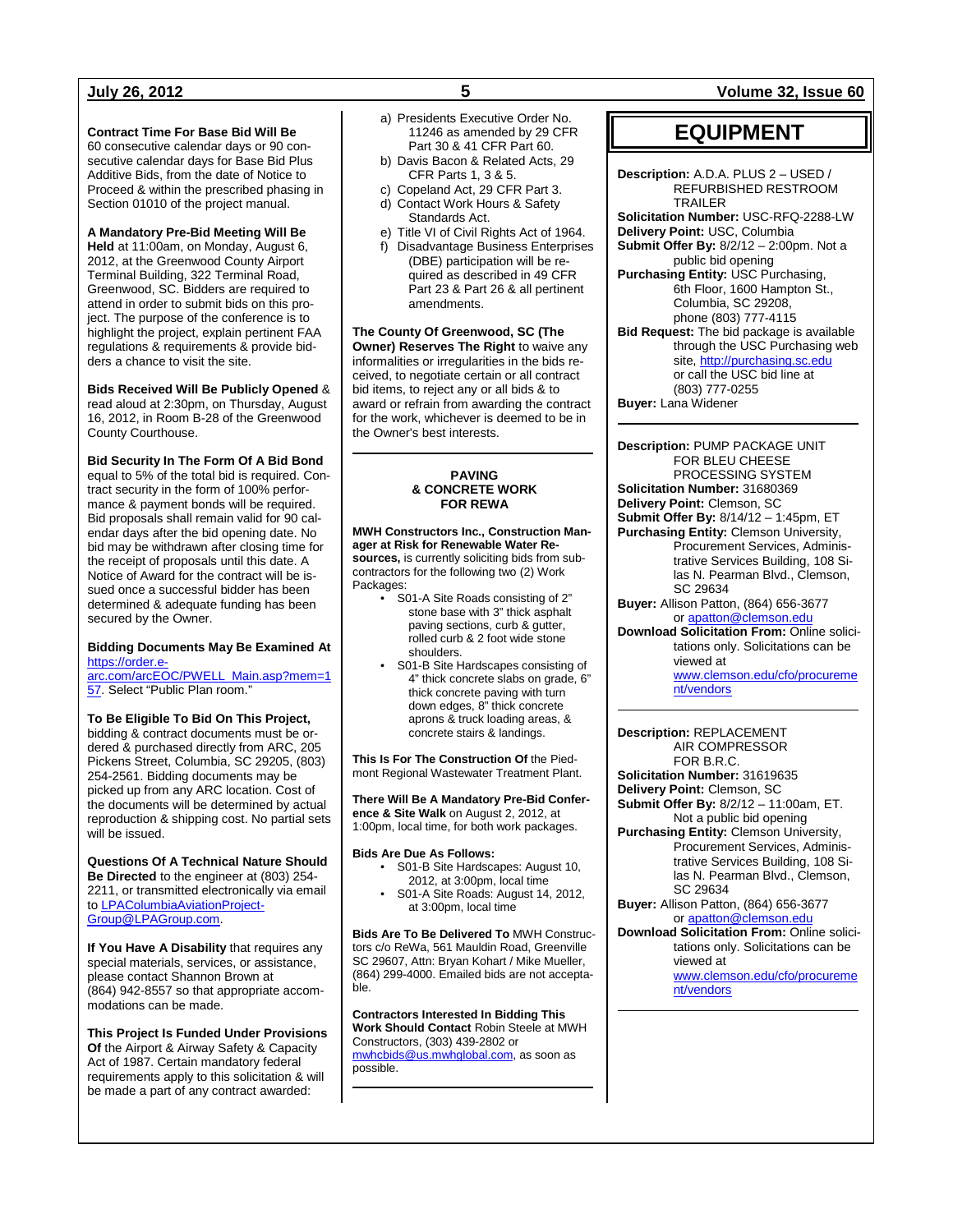**Contract Time For Base Bid Will Be** 60 consecutive calendar days or 90 consecutive calendar days for Base Bid Plus Additive Bids, from the date of Notice to Proceed & within the prescribed phasing in Section 01010 of the project manual.

**A Mandatory Pre-Bid Meeting Will Be Held** at 11:00am, on Monday, August 6, 2012, at the Greenwood County Airport Terminal Building, 322 Terminal Road, Greenwood, SC. Bidders are required to attend in order to submit bids on this project. The purpose of the conference is to highlight the project, explain pertinent FAA regulations & requirements & provide bidders a chance to visit the site.

**Bids Received Will Be Publicly Opened** & read aloud at 2:30pm, on Thursday, August 16, 2012, in Room B-28 of the Greenwood County Courthouse.

**Bid Security In The Form Of A Bid Bond** equal to 5% of the total bid is required. Contract security in the form of 100% performance & payment bonds will be required. Bid proposals shall remain valid for 90 calendar days after the bid opening date. No bid may be withdrawn after closing time for the receipt of proposals until this date. A Notice of Award for the contract will be issued once a successful bidder has been determined & adequate funding has been secured by the Owner.

**Bidding Documents May Be Examined At** https://order.e-arc.com/arcEOC/PWELL_Main.asp?mem=157. Select "Public Plan room."

**To Be Eligible To Bid On This Project,** bidding & contract documents must be ordered & purchased directly from ARC, 205 Pickens Street, Columbia, SC 29205, (803) 254-2561. Bidding documents may be picked up from any ARC location. Cost of the documents will be determined by actual reproduction & shipping cost. No partial sets will be issued.

**Questions Of A Technical Nature Should Be Directed** to the engineer at (803) 254-2211, or transmitted electronically via email to LPAColumbiaAviationProject-Group@LPAGroup.com.

**If You Have A Disability** that requires any special materials, services, or assistance, please contact Shannon Brown at (864) 942-8557 so that appropriate accommodations can be made.

**This Project Is Funded Under Provisions Of** the Airport & Airway Safety & Capacity Act of 1987. Certain mandatory federal requirements apply to this solicitation & will be made a part of any contract awarded:

a) Presidents Executive Order No. 11246 as amended by 29 CFR Part 30 & 41 CFR Part 60.
b) Davis Bacon & Related Acts, 29 CFR Parts 1, 3 & 5.
c) Copeland Act, 29 CFR Part 3.
d) Contact Work Hours & Safety Standards Act.
e) Title VI of Civil Rights Act of 1964.
f) Disadvantage Business Enterprises (DBE) participation will be required as described in 49 CFR Part 23 & Part 26 & all pertinent amendments.

**The County Of Greenwood, SC (The Owner) Reserves The Right** to waive any informalities or irregularities in the bids received, to negotiate certain or all contract bid items, to reject any or all bids & to award or refrain from awarding the contract for the work, whichever is deemed to be in the Owner's best interests.

---

### PAVING & CONCRETE WORK FOR REWA

**MWH Constructors Inc., Construction Manager at Risk for Renewable Water Resources,** is currently soliciting bids from subcontractors for the following two (2) Work Packages:

- S01-A Site Roads consisting of 2" stone base with 3" thick asphalt paving sections, curb & gutter, rolled curb & 2 foot wide stone shoulders.
- S01-B Site Hardscapes consisting of 4" thick concrete slabs on grade, 6" thick concrete paving with turn down edges, 8" thick concrete aprons & truck loading areas, & concrete stairs & landings.

**This Is For The Construction Of** the Piedmont Regional Wastewater Treatment Plant.

**There Will Be A Mandatory Pre-Bid Conference & Site Walk** on August 2, 2012, at 1:00pm, local time, for both work packages.

**Bids Are Due As Follows:**

- S01-B Site Hardscapes: August 10, 2012, at 3:00pm, local time
- S01-A Site Roads: August 14, 2012, at 3:00pm, local time

**Bids Are To Be Delivered To** MWH Constructors c/o ReWa, 561 Mauldin Road, Greenville SC 29607, Attn: Bryan Kohart / Mike Mueller, (864) 299-4000. Emailed bids are not acceptable.

**Contractors Interested In Bidding This Work Should Contact** Robin Steele at MWH Constructors, (303) 439-2802 or mwhcbids@us.mwhglobal.com, as soon as possible.

---

# EQUIPMENT

**Description:** A.D.A. PLUS 2 – USED / REFURBISHED RESTROOM TRAILER
**Solicitation Number:** USC-RFQ-2288-LW
**Delivery Point:** USC, Columbia
**Submit Offer By:** 8/2/12 – 2:00pm. Not a public bid opening
**Purchasing Entity:** USC Purchasing, 6th Floor, 1600 Hampton St., Columbia, SC 29208, phone (803) 777-4115
**Bid Request:** The bid package is available through the USC Purchasing web site, http://purchasing.sc.edu or call the USC bid line at (803) 777-0255
**Buyer:** Lana Widener

---

**Description:** PUMP PACKAGE UNIT FOR BLEU CHEESE PROCESSING SYSTEM
**Solicitation Number:** 31680369
**Delivery Point:** Clemson, SC
**Submit Offer By:** 8/14/12 – 1:45pm, ET
**Purchasing Entity:** Clemson University, Procurement Services, Administrative Services Building, 108 Silas N. Pearman Blvd., Clemson, SC 29634
**Buyer:** Allison Patton, (864) 656-3677 or apatton@clemson.edu
**Download Solicitation From:** Online solicitations only. Solicitations can be viewed at www.clemson.edu/cfo/procurement/vendors

---

**Description:** REPLACEMENT AIR COMPRESSOR FOR B.R.C.
**Solicitation Number:** 31619635
**Delivery Point:** Clemson, SC
**Submit Offer By:** 8/2/12 – 11:00am, ET. Not a public bid opening
**Purchasing Entity:** Clemson University, Procurement Services, Administrative Services Building, 108 Silas N. Pearman Blvd., Clemson, SC 29634
**Buyer:** Allison Patton, (864) 656-3677 or apatton@clemson.edu
**Download Solicitation From:** Online solicitations only. Solicitations can be viewed at www.clemson.edu/cfo/procurement/vendors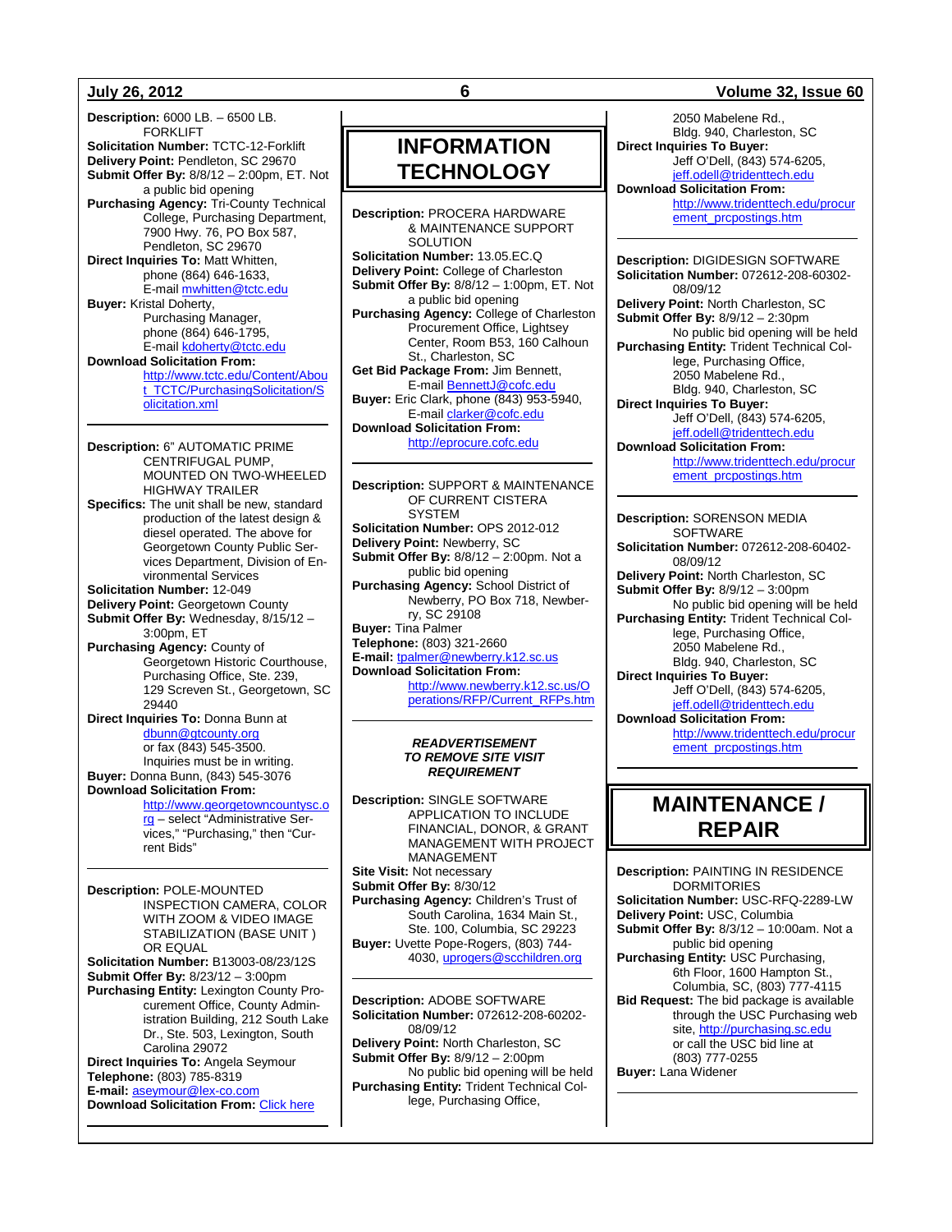**Description:** 6000 LB. – 6500 LB. FORKLIFT
**Solicitation Number:** TCTC-12-Forklift
**Delivery Point:** Pendleton, SC 29670
**Submit Offer By:** 8/8/12 – 2:00pm, ET. Not a public bid opening
**Purchasing Agency:** Tri-County Technical College, Purchasing Department, 7900 Hwy. 76, PO Box 587, Pendleton, SC 29670
**Direct Inquiries To:** Matt Whitten, phone (864) 646-1633, E-mail mwhitten@tctc.edu
**Buyer:** Kristal Doherty, Purchasing Manager, phone (864) 646-1795, E-mail kdoherty@tctc.edu
**Download Solicitation From:** http://www.tctc.edu/Content/About_TCTC/PurchasingSolicitation/Solicitation.xml

---

**Description:** 6" AUTOMATIC PRIME CENTRIFUGAL PUMP, MOUNTED ON TWO-WHEELED HIGHWAY TRAILER
**Specifics:** The unit shall be new, standard production of the latest design & diesel operated. The above for Georgetown County Public Services Department, Division of Environmental Services
**Solicitation Number:** 12-049
**Delivery Point:** Georgetown County
**Submit Offer By:** Wednesday, 8/15/12 – 3:00pm, ET
**Purchasing Agency:** County of Georgetown Historic Courthouse, Purchasing Office, Ste. 239, 129 Screven St., Georgetown, SC 29440
**Direct Inquiries To:** Donna Bunn at dbunn@gtcounty.org or fax (843) 545-3500. Inquiries must be in writing.
**Buyer:** Donna Bunn, (843) 545-3076
**Download Solicitation From:** http://www.georgetowncountysc.org – select "Administrative Services," "Purchasing," then "Current Bids"

---

**Description:** POLE-MOUNTED INSPECTION CAMERA, COLOR WITH ZOOM & VIDEO IMAGE STABILIZATION (BASE UNIT ) OR EQUAL
**Solicitation Number:** B13003-08/23/12S
**Submit Offer By:** 8/23/12 – 3:00pm
**Purchasing Entity:** Lexington County Procurement Office, County Administration Building, 212 South Lake Dr., Ste. 503, Lexington, South Carolina 29072
**Direct Inquiries To:** Angela Seymour
**Telephone:** (803) 785-8319
**E-mail:** aseymour@lex-co.com
**Download Solicitation From:** Click here

---

# INFORMATION TECHNOLOGY

**Description:** PROCERA HARDWARE & MAINTENANCE SUPPORT SOLUTION
**Solicitation Number:** 13.05.EC.Q
**Delivery Point:** College of Charleston
**Submit Offer By:** 8/8/12 – 1:00pm, ET. Not a public bid opening
**Purchasing Agency:** College of Charleston Procurement Office, Lightsey Center, Room B53, 160 Calhoun St., Charleston, SC
**Get Bid Package From:** Jim Bennett, E-mail BennettJ@cofc.edu
**Buyer:** Eric Clark, phone (843) 953-5940, E-mail clarker@cofc.edu
**Download Solicitation From:** http://eprocure.cofc.edu

---

**Description:** SUPPORT & MAINTENANCE OF CURRENT CISTERA SYSTEM
**Solicitation Number:** OPS 2012-012
**Delivery Point:** Newberry, SC
**Submit Offer By:** 8/8/12 – 2:00pm. Not a public bid opening
**Purchasing Agency:** School District of Newberry, PO Box 718, Newberry, SC 29108
**Buyer:** Tina Palmer
**Telephone:** (803) 321-2660
**E-mail:** tpalmer@newberry.k12.sc.us
**Download Solicitation From:** http://www.newberry.k12.sc.us/Operations/RFP/Current_RFPs.htm

---

***READVERTISEMENT TO REMOVE SITE VISIT REQUIREMENT***

**Description:** SINGLE SOFTWARE APPLICATION TO INCLUDE FINANCIAL, DONOR, & GRANT MANAGEMENT WITH PROJECT MANAGEMENT
**Site Visit:** Not necessary
**Submit Offer By:** 8/30/12
**Purchasing Agency:** Children's Trust of South Carolina, 1634 Main St., Ste. 100, Columbia, SC 29223
**Buyer:** Uvette Pope-Rogers, (803) 744-4030, uprogers@scchildren.org

---

**Description:** ADOBE SOFTWARE
**Solicitation Number:** 072612-208-60202-08/09/12
**Delivery Point:** North Charleston, SC
**Submit Offer By:** 8/9/12 – 2:00pm
No public bid opening will be held
**Purchasing Entity:** Trident Technical College, Purchasing Office, 2050 Mabelene Rd., Bldg. 940, Charleston, SC
**Direct Inquiries To Buyer:** Jeff O'Dell, (843) 574-6205, jeff.odell@tridenttech.edu
**Download Solicitation From:** http://www.tridenttech.edu/procurement_prcpostings.htm

---

**Description:** DIGIDESIGN SOFTWARE
**Solicitation Number:** 072612-208-60302-08/09/12
**Delivery Point:** North Charleston, SC
**Submit Offer By:** 8/9/12 – 2:30pm
No public bid opening will be held
**Purchasing Entity:** Trident Technical College, Purchasing Office, 2050 Mabelene Rd., Bldg. 940, Charleston, SC
**Direct Inquiries To Buyer:** Jeff O'Dell, (843) 574-6205, jeff.odell@tridenttech.edu
**Download Solicitation From:** http://www.tridenttech.edu/procurement_prcpostings.htm

---

**Description:** SORENSON MEDIA SOFTWARE
**Solicitation Number:** 072612-208-60402-08/09/12
**Delivery Point:** North Charleston, SC
**Submit Offer By:** 8/9/12 – 3:00pm
No public bid opening will be held
**Purchasing Entity:** Trident Technical College, Purchasing Office, 2050 Mabelene Rd., Bldg. 940, Charleston, SC
**Direct Inquiries To Buyer:** Jeff O'Dell, (843) 574-6205, jeff.odell@tridenttech.edu
**Download Solicitation From:** http://www.tridenttech.edu/procurement_prcpostings.htm

---

# MAINTENANCE / REPAIR

**Description:** PAINTING IN RESIDENCE DORMITORIES
**Solicitation Number:** USC-RFQ-2289-LW
**Delivery Point:** USC, Columbia
**Submit Offer By:** 8/3/12 – 10:00am. Not a public bid opening
**Purchasing Entity:** USC Purchasing, 6th Floor, 1600 Hampton St., Columbia, SC, (803) 777-4115
**Bid Request:** The bid package is available through the USC Purchasing web site, http://purchasing.sc.edu or call the USC bid line at (803) 777-0255
**Buyer:** Lana Widener

---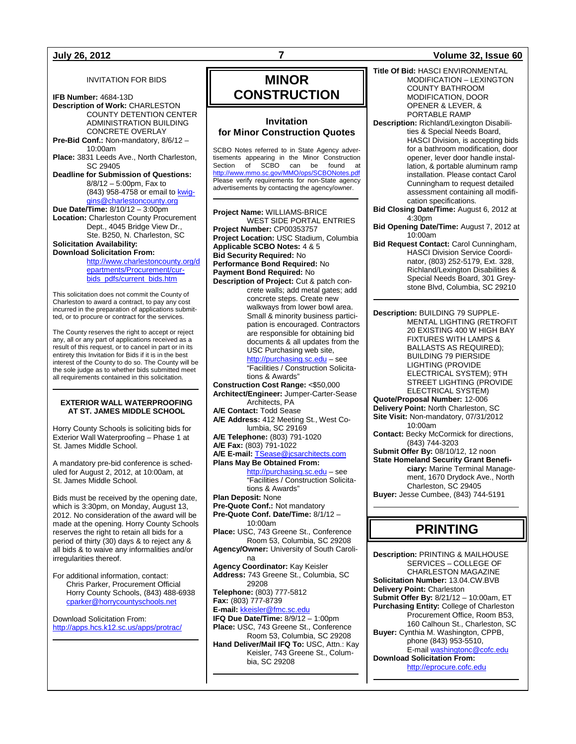INVITATION FOR BIDS

**IFB Number:** 4684-13D
**Description of Work:** CHARLESTON COUNTY DETENTION CENTER ADMINISTRATION BUILDING CONCRETE OVERLAY
**Pre-Bid Conf.:** Non-mandatory, 8/6/12 – 10:00am
**Place:** 3831 Leeds Ave., North Charleston, SC 29405
**Deadline for Submission of Questions:** 8/8/12 – 5:00pm, Fax to (843) 958-4758 or email to kwiggins@charlestoncounty.org
**Due Date/Time:** 8/10/12 – 3:00pm
**Location:** Charleston County Procurement Dept., 4045 Bridge View Dr., Ste. B250, N. Charleston, SC
**Solicitation Availability:**
**Download Solicitation From:** http://www.charlestoncounty.org/departments/Procurement/cur-bids_pdfs/current_bids.htm

This solicitation does not commit the County of Charleston to award a contract, to pay any cost incurred in the preparation of applications submitted, or to procure or contract for the services.

The County reserves the right to accept or reject any, all or any part of applications received as a result of this request, or to cancel in part or in its entirety this Invitation for Bids if it is in the best interest of the County to do so. The County will be the sole judge as to whether bids submitted meet all requirements contained in this solicitation.

**EXTERIOR WALL WATERPROOFING AT ST. JAMES MIDDLE SCHOOL**

Horry County Schools is soliciting bids for Exterior Wall Waterproofing – Phase 1 at St. James Middle School.

A mandatory pre-bid conference is scheduled for August 2, 2012, at 10:00am, at St. James Middle School.

Bids must be received by the opening date, which is 3:30pm, on Monday, August 13, 2012. No consideration of the award will be made at the opening. Horry County Schools reserves the right to retain all bids for a period of thirty (30) days & to reject any & all bids & to waive any informalities and/or irregularities thereof.

For additional information, contact:
Chris Parker, Procurement Official
Horry County Schools, (843) 488-6938
cparker@horrycountyschools.net

Download Solicitation From:
http://apps.hcs.k12.sc.us/apps/protrac/

# MINOR CONSTRUCTION

## Invitation for Minor Construction Quotes

SCBO Notes referred to in State Agency advertisements appearing in the Minor Construction Section of SCBO can be found at http://www.mmo.sc.gov/MMO/ops/SCBONotes.pdf Please verify requirements for non-State agency advertisements by contacting the agency/owner.

**Project Name:** WILLIAMS-BRICE WEST SIDE PORTAL ENTRIES
**Project Number:** CP00353757
**Project Location:** USC Stadium, Columbia
**Applicable SCBO Notes:** 4 & 5
**Bid Security Required:** No
**Performance Bond Required:** No
**Payment Bond Required:** No
**Description of Project:** Cut & patch concrete walls; add metal gates; add concrete steps. Create new walkways from lower bowl area. Small & minority business participation is encouraged. Contractors are responsible for obtaining bid documents & all updates from the USC Purchasing web site, http://purchasing.sc.edu – see "Facilities / Construction Solicitations & Awards"
**Construction Cost Range:** <$50,000
**Architect/Engineer:** Jumper-Carter-Sease Architects, PA
**A/E Contact:** Todd Sease
**A/E Address:** 412 Meeting St., West Columbia, SC 29169
**A/E Telephone:** (803) 791-1020
**A/E Fax:** (803) 791-1022
**A/E E-mail:** TSease@jcsarchitects.com
**Plans May Be Obtained From:** http://purchasing.sc.edu – see "Facilities / Construction Solicitations & Awards"
**Plan Deposit:** None
**Pre-Quote Conf.:** Not mandatory
**Pre-Quote Conf. Date/Time:** 8/1/12 – 10:00am
**Place:** USC, 743 Greene St., Conference Room 53, Columbia, SC 29208
**Agency/Owner:** University of South Carolina
**Agency Coordinator:** Kay Keisler
**Address:** 743 Greene St., Columbia, SC 29208
**Telephone:** (803) 777-5812
**Fax:** (803) 777-8739
**E-mail:** kkeisler@fmc.sc.edu
**IFQ Due Date/Time:** 8/9/12 – 1:00pm
**Place:** USC, 743 Greene St., Conference Room 53, Columbia, SC 29208
**Hand Deliver/Mail IFQ To:** USC, Attn.: Kay Keisler, 743 Greene St., Columbia, SC 29208

**Title Of Bid:** HASCI ENVIRONMENTAL MODIFICATION – LEXINGTON COUNTY BATHROOM MODIFICATION, DOOR OPENER & LEVER, & PORTABLE RAMP
**Description:** Richland/Lexington Disabilities & Special Needs Board, HASCI Division, is accepting bids for a bathroom modification, door opener, lever door handle installation, & portable aluminum ramp installation. Please contact Carol Cunningham to request detailed assessment containing all modification specifications.
**Bid Closing Date/Time:** August 6, 2012 at 4:30pm
**Bid Opening Date/Time:** August 7, 2012 at 10:00am
**Bid Request Contact:** Carol Cunningham, HASCI Division Service Coordinator, (803) 252-5179, Ext. 328, Richland/Lexington Disabilities & Special Needs Board, 301 Greystone Blvd, Columbia, SC 29210

**Description:** BUILDING 79 SUPPLEMENTAL LIGHTING (RETROFIT 20 EXISTING 400 W HIGH BAY FIXTURES WITH LAMPS & BALLASTS AS REQUIRED); BUILDING 79 PIERSIDE LIGHTING (PROVIDE ELECTRICAL SYSTEM); 9TH STREET LIGHTING (PROVIDE ELECTRICAL SYSTEM)
**Quote/Proposal Number:** 12-006
**Delivery Point:** North Charleston, SC
**Site Visit:** Non-mandatory, 07/31/2012 10:00am
**Contact:** Becky McCormick for directions, (843) 744-3203
**Submit Offer By:** 08/10/12, 12 noon
**State Homeland Security Grant Beneficiary:** Marine Terminal Management, 1670 Drydock Ave., North Charleston, SC 29405
**Buyer:** Jesse Cumbee, (843) 744-5191

# PRINTING

**Description:** PRINTING & MAILHOUSE SERVICES – COLLEGE OF CHARLESTON MAGAZINE
**Solicitation Number:** 13.04.CW.BVB
**Delivery Point:** Charleston
**Submit Offer By:** 8/21/12 – 10:00am, ET
**Purchasing Entity:** College of Charleston Procurement Office, Room B53, 160 Calhoun St., Charleston, SC
**Buyer:** Cynthia M. Washington, CPPB, phone (843) 953-5510, E-mail washingtonc@cofc.edu
**Download Solicitation From:** http://eprocure.cofc.edu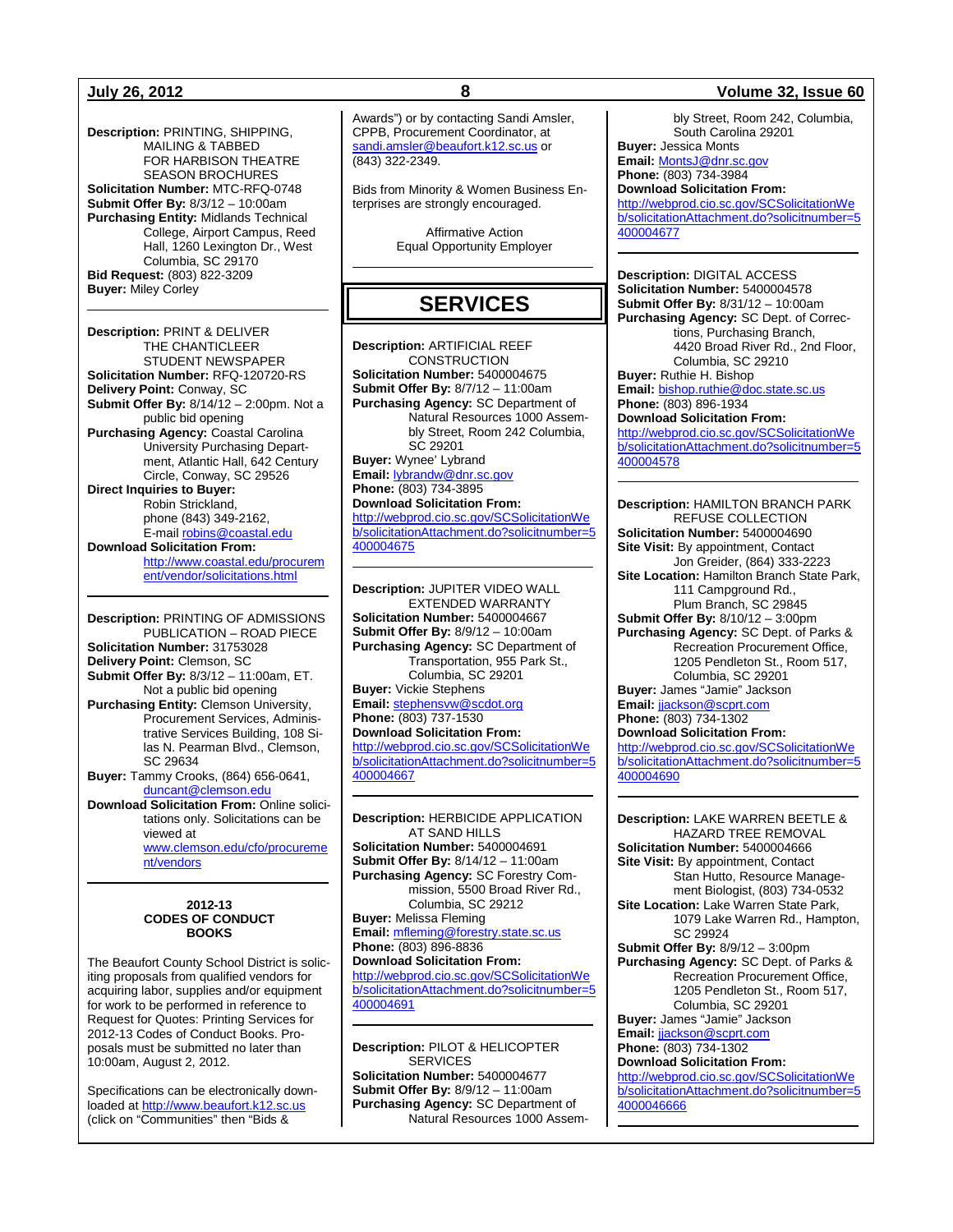**Description:** PRINTING, SHIPPING, MAILING & TABBED FOR HARBISON THEATRE SEASON BROCHURES
**Solicitation Number:** MTC-RFQ-0748
**Submit Offer By:** 8/3/12 – 10:00am
**Purchasing Entity:** Midlands Technical College, Airport Campus, Reed Hall, 1260 Lexington Dr., West Columbia, SC 29170
**Bid Request:** (803) 822-3209
**Buyer:** Miley Corley

---

**Description:** PRINT & DELIVER THE CHANTICLEER STUDENT NEWSPAPER
**Solicitation Number:** RFQ-120720-RS
**Delivery Point:** Conway, SC
**Submit Offer By:** 8/14/12 – 2:00pm. Not a public bid opening
**Purchasing Agency:** Coastal Carolina University Purchasing Department, Atlantic Hall, 642 Century Circle, Conway, SC 29526
**Direct Inquiries to Buyer:** Robin Strickland, phone (843) 349-2162, E-mail robins@coastal.edu
**Download Solicitation From:** http://www.coastal.edu/procurement/vendor/solicitations.html

---

**Description:** PRINTING OF ADMISSIONS PUBLICATION – ROAD PIECE
**Solicitation Number:** 31753028
**Delivery Point:** Clemson, SC
**Submit Offer By:** 8/3/12 – 11:00am, ET. Not a public bid opening
**Purchasing Entity:** Clemson University, Procurement Services, Administrative Services Building, 108 Silas N. Pearman Blvd., Clemson, SC 29634
**Buyer:** Tammy Crooks, (864) 656-0641, duncant@clemson.edu
**Download Solicitation From:** Online solicitations only. Solicitations can be viewed at www.clemson.edu/cfo/procurement/vendors

---

**2012-13 CODES OF CONDUCT BOOKS**

The Beaufort County School District is soliciting proposals from qualified vendors for acquiring labor, supplies and/or equipment for work to be performed in reference to Request for Quotes: Printing Services for 2012-13 Codes of Conduct Books. Proposals must be submitted no later than 10:00am, August 2, 2012.

Specifications can be electronically downloaded at http://www.beaufort.k12.sc.us (click on "Communities" then "Bids & Awards") or by contacting Sandi Amsler, CPPB, Procurement Coordinator, at sandi.amsler@beaufort.k12.sc.us or (843) 322-2349.

Bids from Minority & Women Business Enterprises are strongly encouraged.

Affirmative Action
Equal Opportunity Employer

---

# SERVICES

**Description:** ARTIFICIAL REEF CONSTRUCTION
**Solicitation Number:** 5400004675
**Submit Offer By:** 8/7/12 – 11:00am
**Purchasing Agency:** SC Department of Natural Resources 1000 Assembly Street, Room 242 Columbia, SC 29201
**Buyer:** Wynee' Lybrand
**Email:** lybrandw@dnr.sc.gov
**Phone:** (803) 734-3895
**Download Solicitation From:** http://webprod.cio.sc.gov/SCSolicitationWeb/solicitationAttachment.do?solicitnumber=5400004675

---

**Description:** JUPITER VIDEO WALL EXTENDED WARRANTY
**Solicitation Number:** 5400004667
**Submit Offer By:** 8/9/12 – 10:00am
**Purchasing Agency:** SC Department of Transportation, 955 Park St., Columbia, SC 29201
**Buyer:** Vickie Stephens
**Email:** stephensvw@scdot.org
**Phone:** (803) 737-1530
**Download Solicitation From:** http://webprod.cio.sc.gov/SCSolicitationWeb/solicitationAttachment.do?solicitnumber=5400004667

---

**Description:** HERBICIDE APPLICATION AT SAND HILLS
**Solicitation Number:** 5400004691
**Submit Offer By:** 8/14/12 – 11:00am
**Purchasing Agency:** SC Forestry Commission, 5500 Broad River Rd., Columbia, SC 29212
**Buyer:** Melissa Fleming
**Email:** mfleming@forestry.state.sc.us
**Phone:** (803) 896-8836
**Download Solicitation From:** http://webprod.cio.sc.gov/SCSolicitationWeb/solicitationAttachment.do?solicitnumber=5400004691

---

**Description:** PILOT & HELICOPTER SERVICES
**Solicitation Number:** 5400004677
**Submit Offer By:** 8/9/12 – 11:00am
**Purchasing Agency:** SC Department of Natural Resources 1000 Assembly Street, Room 242, Columbia, South Carolina 29201
**Buyer:** Jessica Monts
**Email:** MontsJ@dnr.sc.gov
**Phone:** (803) 734-3984
**Download Solicitation From:** http://webprod.cio.sc.gov/SCSolicitationWeb/solicitationAttachment.do?solicitnumber=5400004677

---

**Description:** DIGITAL ACCESS
**Solicitation Number:** 5400004578
**Submit Offer By:** 8/31/12 – 10:00am
**Purchasing Agency:** SC Dept. of Corrections, Purchasing Branch, 4420 Broad River Rd., 2nd Floor, Columbia, SC 29210
**Buyer:** Ruthie H. Bishop
**Email:** bishop.ruthie@doc.state.sc.us
**Phone:** (803) 896-1934
**Download Solicitation From:** http://webprod.cio.sc.gov/SCSolicitationWeb/solicitationAttachment.do?solicitnumber=5400004578

---

**Description:** HAMILTON BRANCH PARK REFUSE COLLECTION
**Solicitation Number:** 5400004690
**Site Visit:** By appointment, Contact Jon Greider, (864) 333-2223
**Site Location:** Hamilton Branch State Park, 111 Campground Rd., Plum Branch, SC 29845
**Submit Offer By:** 8/10/12 – 3:00pm
**Purchasing Agency:** SC Dept. of Parks & Recreation Procurement Office, 1205 Pendleton St., Room 517, Columbia, SC 29201
**Buyer:** James "Jamie" Jackson
**Email:** jjackson@scprt.com
**Phone:** (803) 734-1302
**Download Solicitation From:** http://webprod.cio.sc.gov/SCSolicitationWeb/solicitationAttachment.do?solicitnumber=5400004690

---

**Description:** LAKE WARREN BEETLE & HAZARD TREE REMOVAL
**Solicitation Number:** 5400004666
**Site Visit:** By appointment, Contact Stan Hutto, Resource Management Biologist, (803) 734-0532
**Site Location:** Lake Warren State Park, 1079 Lake Warren Rd., Hampton, SC 29924
**Submit Offer By:** 8/9/12 – 3:00pm
**Purchasing Agency:** SC Dept. of Parks & Recreation Procurement Office, 1205 Pendleton St., Room 517, Columbia, SC 29201
**Buyer:** James "Jamie" Jackson
**Email:** jjackson@scprt.com
**Phone:** (803) 734-1302
**Download Solicitation From:** http://webprod.cio.sc.gov/SCSolicitationWeb/solicitationAttachment.do?solicitnumber=54000046666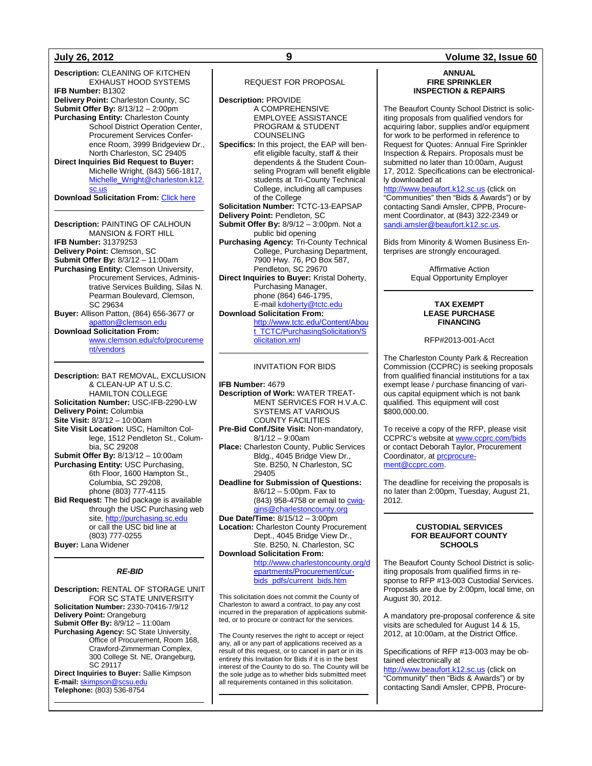**Description:** CLEANING OF KITCHEN EXHAUST HOOD SYSTEMS
**IFB Number:** B1302
**Delivery Point:** Charleston County, SC
**Submit Offer By:** 8/13/12 – 2:00pm
**Purchasing Entity:** Charleston County School District Operation Center, Procurement Services Conference Room, 3999 Bridgeview Dr., North Charleston, SC 29405
**Direct Inquiries Bid Request to Buyer:** Michelle Wright, (843) 566-1817, Michelle_Wright@charleston.k12.sc.us
**Download Solicitation From:** Click here

---

**Description:** PAINTING OF CALHOUN MANSION & FORT HILL
**IFB Number:** 31379253
**Delivery Point:** Clemson, SC
**Submit Offer By:** 8/3/12 – 11:00am
**Purchasing Entity:** Clemson University, Procurement Services, Administrative Services Building, Silas N. Pearman Boulevard, Clemson, SC 29634
**Buyer:** Allison Patton, (864) 656-3677 or apatton@clemson.edu
**Download Solicitation From:** www.clemson.edu/cfo/procurement/vendors

---

**Description:** BAT REMOVAL, EXCLUSION & CLEAN-UP AT U.S.C. HAMILTON COLLEGE
**Solicitation Number:** USC-IFB-2290-LW
**Delivery Point:** Columbia
**Site Visit:** 8/3/12 – 10:00am
**Site Visit Location:** USC, Hamilton College, 1512 Pendleton St., Columbia, SC 29208
**Submit Offer By:** 8/13/12 – 10:00am
**Purchasing Entity:** USC Purchasing, 6th Floor, 1600 Hampton St., Columbia, SC 29208, phone (803) 777-4115
**Bid Request:** The bid package is available through the USC Purchasing web site, http://purchasing.sc.edu or call the USC bid line at (803) 777-0255
**Buyer:** Lana Widener

---

***RE-BID***

**Description:** RENTAL OF STORAGE UNIT FOR SC STATE UNIVERSITY
**Solicitation Number:** 2330-70416-7/9/12
**Delivery Point:** Orangeburg
**Submit Offer By:** 8/9/12 – 11:00am
**Purchasing Agency:** SC State University, Office of Procurement, Room 168, Crawford-Zimmerman Complex, 300 College St. NE, Orangeburg, SC 29117
**Direct Inquiries to Buyer:** Sallie Kimpson
**E-mail:** skimpson@scsu.edu
**Telephone:** (803) 536-8754

---

REQUEST FOR PROPOSAL

**Description:** PROVIDE A COMPREHENSIVE EMPLOYEE ASSISTANCE PROGRAM & STUDENT COUNSELING
**Specifics:** In this project, the EAP will benefit eligible faculty, staff & their dependents & the Student Counseling Program will benefit eligible students at Tri-County Technical College, including all campuses of the College
**Solicitation Number:** TCTC-13-EAPSAP
**Delivery Point:** Pendleton, SC
**Submit Offer By:** 8/9/12 – 3:00pm. Not a public bid opening
**Purchasing Agency:** Tri-County Technical College, Purchasing Department, 7900 Hwy. 76, PO Box 587, Pendleton, SC 29670
**Direct Inquiries to Buyer:** Kristal Doherty, Purchasing Manager, phone (864) 646-1795, E-mail kdoherty@tctc.edu
**Download Solicitation From:** http://www.tctc.edu/Content/About_TCTC/PurchasingSolicitation/Solicitation.xml

---

INVITATION FOR BIDS

**IFB Number:** 4679
**Description of Work:** WATER TREATMENT SERVICES FOR H.V.A.C. SYSTEMS AT VARIOUS COUNTY FACILITIES
**Pre-Bid Conf./Site Visit:** Non-mandatory, 8/1/12 – 9:00am
**Place:** Charleston County, Public Services Bldg., 4045 Bridge View Dr., Ste. B250, N Charleston, SC 29405
**Deadline for Submission of Questions:** 8/6/12 – 5:00pm. Fax to (843) 958-4758 or email to cwiggins@charlestoncounty.org
**Due Date/Time:** 8/15/12 – 3:00pm
**Location:** Charleston County Procurement Dept., 4045 Bridge View Dr., Ste. B250, N. Charleston, SC
**Download Solicitation From:** http://www.charlestoncounty.org/departments/Procurement/cur-bids_pdfs/current_bids.htm

This solicitation does not commit the County of Charleston to award a contract, to pay any cost incurred in the preparation of applications submitted, or to procure or contract for the services.

The County reserves the right to accept or reject any, all or any part of applications received as a result of this request, or to cancel in part or in its entirety this Invitation for Bids if it is in the best interest of the County to do so. The County will be the sole judge as to whether bids submitted meet all requirements contained in this solicitation.

---

**ANNUAL FIRE SPRINKLER INSPECTION & REPAIRS**

The Beaufort County School District is soliciting proposals from qualified vendors for acquiring labor, supplies and/or equipment for work to be performed in reference to Request for Quotes: Annual Fire Sprinkler Inspection & Repairs. Proposals must be submitted no later than 10:00am, August 17, 2012. Specifications can be electronically downloaded at http://www.beaufort.k12.sc.us (click on "Communities" then "Bids & Awards") or by contacting Sandi Amsler, CPPB, Procurement Coordinator, at (843) 322-2349 or sandi.amsler@beaufort.k12.sc.us.

Bids from Minority & Women Business Enterprises are strongly encouraged.

Affirmative Action
Equal Opportunity Employer

---

**TAX EXEMPT LEASE PURCHASE FINANCING**

RFP#2013-001-Acct

The Charleston County Park & Recreation Commission (CCPRC) is seeking proposals from qualified financial institutions for a tax exempt lease / purchase financing of various capital equipment which is not bank qualified. This equipment will cost $800,000.00.

To receive a copy of the RFP, please visit CCPRC's website at www.ccprc.com/bids or contact Deborah Taylor, Procurement Coordinator, at prcprocurement@ccprc.com.

The deadline for receiving the proposals is no later than 2:00pm, Tuesday, August 21, 2012.

---

**CUSTODIAL SERVICES FOR BEAUFORT COUNTY SCHOOLS**

The Beaufort County School District is soliciting proposals from qualified firms in response to RFP #13-003 Custodial Services. Proposals are due by 2:00pm, local time, on August 30, 2012.

A mandatory pre-proposal conference & site visits are scheduled for August 14 & 15, 2012, at 10:00am, at the District Office.

Specifications of RFP #13-003 may be obtained electronically at http://www.beaufort.k12.sc.us (click on "Community" then "Bids & Awards") or by contacting Sandi Amsler, CPPB, Procure-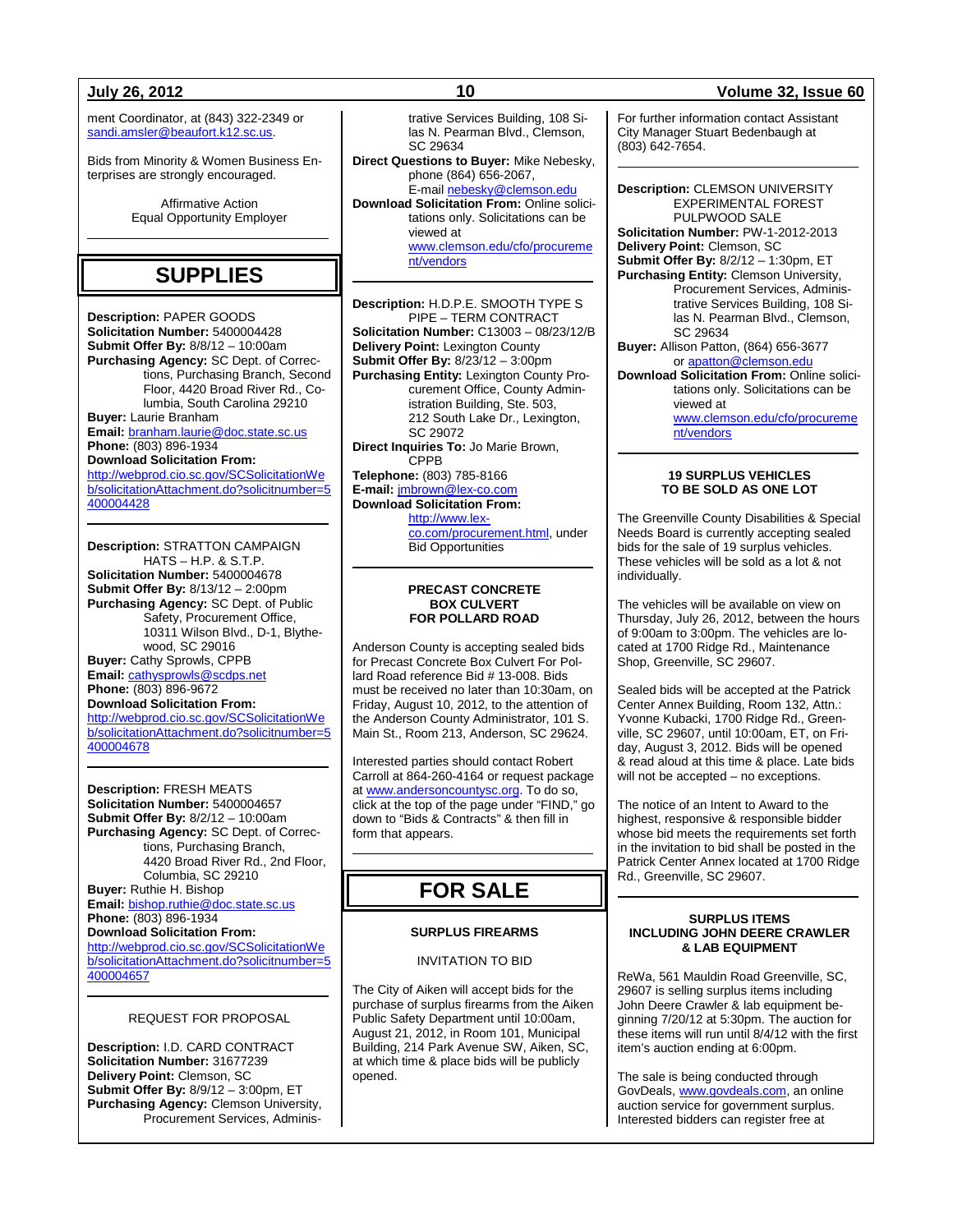ment Coordinator, at (843) 322-2349 or sandi.amsler@beaufort.k12.sc.us.

Bids from Minority & Women Business Enterprises are strongly encouraged.

Affirmative Action
Equal Opportunity Employer

# SUPPLIES

**Description:** PAPER GOODS
**Solicitation Number:** 5400004428
**Submit Offer By:** 8/8/12 – 10:00am
**Purchasing Agency:** SC Dept. of Corrections, Purchasing Branch, Second Floor, 4420 Broad River Rd., Columbia, South Carolina 29210
**Buyer:** Laurie Branham
**Email:** branham.laurie@doc.state.sc.us
**Phone:** (803) 896-1934
**Download Solicitation From:**
http://webprod.cio.sc.gov/SCSolicitationWeb/solicitationAttachment.do?solicitnumber=5400004428

**Description:** STRATTON CAMPAIGN HATS – H.P. & S.T.P.
**Solicitation Number:** 5400004678
**Submit Offer By:** 8/13/12 – 2:00pm
**Purchasing Agency:** SC Dept. of Public Safety, Procurement Office, 10311 Wilson Blvd., D-1, Blythewood, SC 29016
**Buyer:** Cathy Sprowls, CPPB
**Email:** cathysprowls@scdps.net
**Phone:** (803) 896-9672
**Download Solicitation From:**
http://webprod.cio.sc.gov/SCSolicitationWeb/solicitationAttachment.do?solicitnumber=5400004678

**Description:** FRESH MEATS
**Solicitation Number:** 5400004657
**Submit Offer By:** 8/2/12 – 10:00am
**Purchasing Agency:** SC Dept. of Corrections, Purchasing Branch, 4420 Broad River Rd., 2nd Floor, Columbia, SC 29210
**Buyer:** Ruthie H. Bishop
**Email:** bishop.ruthie@doc.state.sc.us
**Phone:** (803) 896-1934
**Download Solicitation From:**
http://webprod.cio.sc.gov/SCSolicitationWeb/solicitationAttachment.do?solicitnumber=5400004657

REQUEST FOR PROPOSAL

**Description:** I.D. CARD CONTRACT
**Solicitation Number:** 31677239
**Delivery Point:** Clemson, SC
**Submit Offer By:** 8/9/12 – 3:00pm, ET
**Purchasing Agency:** Clemson University, Procurement Services, Administrative Services Building, 108 Silas N. Pearman Blvd., Clemson, SC 29634
**Direct Questions to Buyer:** Mike Nebesky, phone (864) 656-2067, E-mail nebesky@clemson.edu
**Download Solicitation From:** Online solicitations only. Solicitations can be viewed at www.clemson.edu/cfo/procurement/vendors

**Description:** H.D.P.E. SMOOTH TYPE S PIPE – TERM CONTRACT
**Solicitation Number:** C13003 – 08/23/12/B
**Delivery Point:** Lexington County
**Submit Offer By:** 8/23/12 – 3:00pm
**Purchasing Entity:** Lexington County Procurement Office, County Administration Building, Ste. 503, 212 South Lake Dr., Lexington, SC 29072
**Direct Inquiries To:** Jo Marie Brown, CPPB
**Telephone:** (803) 785-8166
**E-mail:** jmbrown@lex-co.com
**Download Solicitation From:**
http://www.lex-co.com/procurement.html, under Bid Opportunities

**PRECAST CONCRETE BOX CULVERT FOR POLLARD ROAD**

Anderson County is accepting sealed bids for Precast Concrete Box Culvert For Pollard Road reference Bid # 13-008. Bids must be received no later than 10:30am, on Friday, August 10, 2012, to the attention of the Anderson County Administrator, 101 S. Main St., Room 213, Anderson, SC 29624.

Interested parties should contact Robert Carroll at 864-260-4164 or request package at www.andersoncountysc.org. To do so, click at the top of the page under "FIND," go down to "Bids & Contracts" & then fill in form that appears.

# FOR SALE

**SURPLUS FIREARMS**

INVITATION TO BID

The City of Aiken will accept bids for the purchase of surplus firearms from the Aiken Public Safety Department until 10:00am, August 21, 2012, in Room 101, Municipal Building, 214 Park Avenue SW, Aiken, SC, at which time & place bids will be publicly opened.

For further information contact Assistant City Manager Stuart Bedenbaugh at (803) 642-7654.

**Description:** CLEMSON UNIVERSITY EXPERIMENTAL FOREST PULPWOOD SALE
**Solicitation Number:** PW-1-2012-2013
**Delivery Point:** Clemson, SC
**Submit Offer By:** 8/2/12 – 1:30pm, ET
**Purchasing Entity:** Clemson University, Procurement Services, Administrative Services Building, 108 Silas N. Pearman Blvd., Clemson, SC 29634
**Buyer:** Allison Patton, (864) 656-3677 or apatton@clemson.edu
**Download Solicitation From:** Online solicitations only. Solicitations can be viewed at www.clemson.edu/cfo/procurement/vendors

**19 SURPLUS VEHICLES TO BE SOLD AS ONE LOT**

The Greenville County Disabilities & Special Needs Board is currently accepting sealed bids for the sale of 19 surplus vehicles. These vehicles will be sold as a lot & not individually.

The vehicles will be available on view on Thursday, July 26, 2012, between the hours of 9:00am to 3:00pm. The vehicles are located at 1700 Ridge Rd., Maintenance Shop, Greenville, SC 29607.

Sealed bids will be accepted at the Patrick Center Annex Building, Room 132, Attn.: Yvonne Kubacki, 1700 Ridge Rd., Greenville, SC 29607, until 10:00am, ET, on Friday, August 3, 2012. Bids will be opened & read aloud at this time & place. Late bids will not be accepted – no exceptions.

The notice of an Intent to Award to the highest, responsive & responsible bidder whose bid meets the requirements set forth in the invitation to bid shall be posted in the Patrick Center Annex located at 1700 Ridge Rd., Greenville, SC 29607.

**SURPLUS ITEMS INCLUDING JOHN DEERE CRAWLER & LAB EQUIPMENT**

ReWa, 561 Mauldin Road Greenville, SC, 29607 is selling surplus items including John Deere Crawler & lab equipment beginning 7/20/12 at 5:30pm. The auction for these items will run until 8/4/12 with the first item's auction ending at 6:00pm.

The sale is being conducted through GovDeals, www.govdeals.com, an online auction service for government surplus. Interested bidders can register free at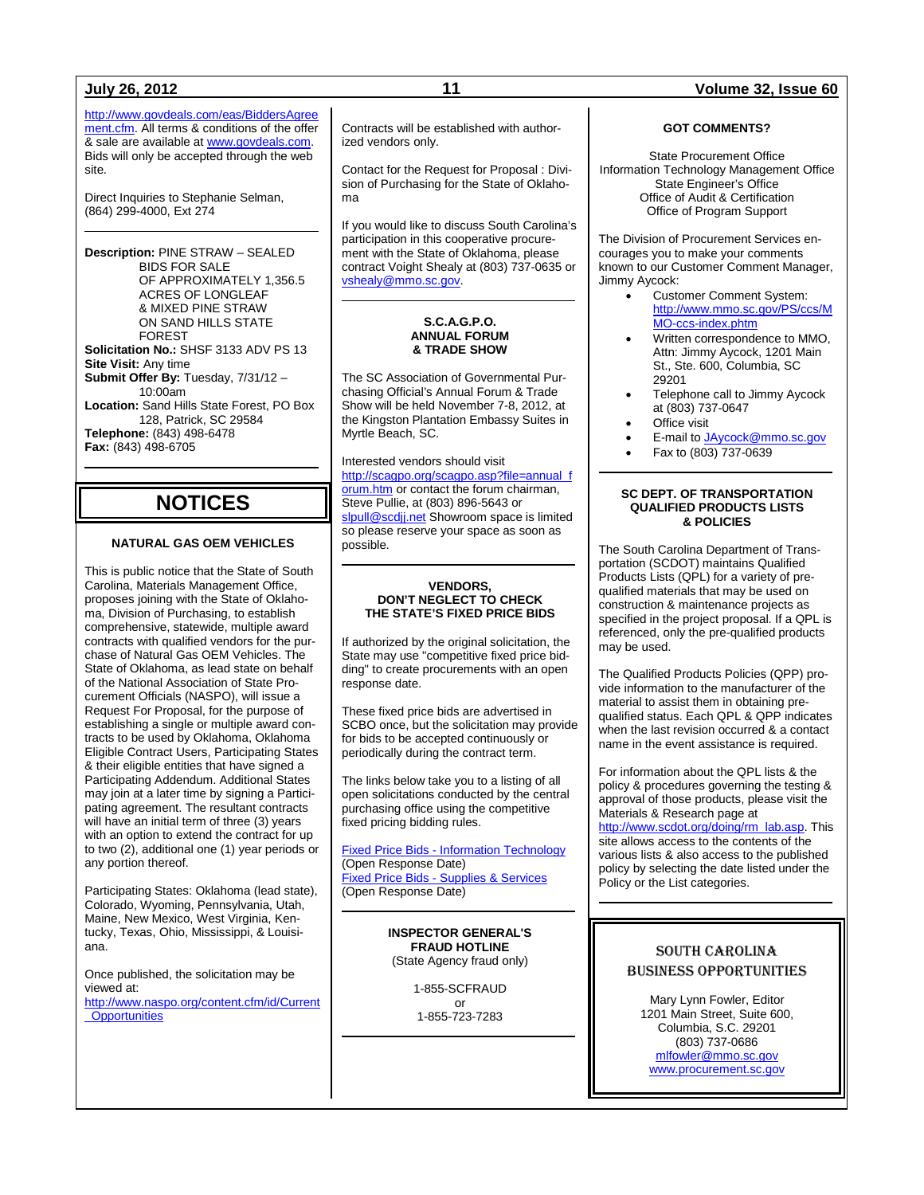http://www.govdeals.com/eas/BiddersAgreement.cfm. All terms & conditions of the offer & sale are available at www.govdeals.com. Bids will only be accepted through the web site.

Direct Inquiries to Stephanie Selman, (864) 299-4000, Ext 274

---

**Description:** PINE STRAW – SEALED BIDS FOR SALE OF APPROXIMATELY 1,356.5 ACRES OF LONGLEAF & MIXED PINE STRAW ON SAND HILLS STATE FOREST
**Solicitation No.:** SHSF 3133 ADV PS 13
**Site Visit:** Any time
**Submit Offer By:** Tuesday, 7/31/12 – 10:00am
**Location:** Sand Hills State Forest, PO Box 128, Patrick, SC 29584
**Telephone:** (843) 498-6478
**Fax:** (843) 498-6705

---

# NOTICES

### NATURAL GAS OEM VEHICLES

This is public notice that the State of South Carolina, Materials Management Office, proposes joining with the State of Oklahoma, Division of Purchasing, to establish comprehensive, statewide, multiple award contracts with qualified vendors for the purchase of Natural Gas OEM Vehicles. The State of Oklahoma, as lead state on behalf of the National Association of State Procurement Officials (NASPO), will issue a Request For Proposal, for the purpose of establishing a single or multiple award contracts to be used by Oklahoma, Oklahoma Eligible Contract Users, Participating States & their eligible entities that have signed a Participating Addendum. Additional States may join at a later time by signing a Participating agreement. The resultant contracts will have an initial term of three (3) years with an option to extend the contract for up to two (2), additional one (1) year periods or any portion thereof.

Participating States: Oklahoma (lead state), Colorado, Wyoming, Pennsylvania, Utah, Maine, New Mexico, West Virginia, Kentucky, Texas, Ohio, Mississippi, & Louisiana.

Once published, the solicitation may be viewed at:
http://www.naspo.org/content.cfm/id/Current_Opportunities

Contracts will be established with authorized vendors only.

Contact for the Request for Proposal : Division of Purchasing for the State of Oklahoma

If you would like to discuss South Carolina's participation in this cooperative procurement with the State of Oklahoma, please contract Voight Shealy at (803) 737-0635 or vshealy@mmo.sc.gov.

---

### S.C.A.G.P.O. ANNUAL FORUM & TRADE SHOW

The SC Association of Governmental Purchasing Official's Annual Forum & Trade Show will be held November 7-8, 2012, at the Kingston Plantation Embassy Suites in Myrtle Beach, SC.

Interested vendors should visit http://scagpo.org/scagpo.asp?file=annual_forum.htm or contact the forum chairman, Steve Pullie, at (803) 896-5643 or slpull@scdjj.net Showroom space is limited so please reserve your space as soon as possible.

---

### VENDORS, DON'T NEGLECT TO CHECK THE STATE'S FIXED PRICE BIDS

If authorized by the original solicitation, the State may use "competitive fixed price bidding" to create procurements with an open response date.

These fixed price bids are advertised in SCBO once, but the solicitation may provide for bids to be accepted continuously or periodically during the contract term.

The links below take you to a listing of all open solicitations conducted by the central purchasing office using the competitive fixed pricing bidding rules.

Fixed Price Bids - Information Technology
(Open Response Date)
Fixed Price Bids - Supplies & Services
(Open Response Date)

---

### INSPECTOR GENERAL'S FRAUD HOTLINE

(State Agency fraud only)

1-855-SCFRAUD
or
1-855-723-7283

---

### GOT COMMENTS?

State Procurement Office
Information Technology Management Office
State Engineer's Office
Office of Audit & Certification
Office of Program Support

The Division of Procurement Services encourages you to make your comments known to our Customer Comment Manager, Jimmy Aycock:

- Customer Comment System: http://www.mmo.sc.gov/PS/ccs/MMO-ccs-index.phtm
- Written correspondence to MMO, Attn: Jimmy Aycock, 1201 Main St., Ste. 600, Columbia, SC 29201
- Telephone call to Jimmy Aycock at (803) 737-0647
- Office visit
- E-mail to JAycock@mmo.sc.gov
- Fax to (803) 737-0639

---

### SC DEPT. OF TRANSPORTATION QUALIFIED PRODUCTS LISTS & POLICIES

The South Carolina Department of Transportation (SCDOT) maintains Qualified Products Lists (QPL) for a variety of pre-qualified materials that may be used on construction & maintenance projects as specified in the project proposal. If a QPL is referenced, only the pre-qualified products may be used.

The Qualified Products Policies (QPP) provide information to the manufacturer of the material to assist them in obtaining pre-qualified status. Each QPL & QPP indicates when the last revision occurred & a contact name in the event assistance is required.

For information about the QPL lists & the policy & procedures governing the testing & approval of those products, please visit the Materials & Research page at http://www.scdot.org/doing/rm_lab.asp. This site allows access to the contents of the various lists & also access to the published policy by selecting the date listed under the Policy or the List categories.

---

### SOUTH CAROLINA BUSINESS OPPORTUNITIES

Mary Lynn Fowler, Editor
1201 Main Street, Suite 600,
Columbia, S.C. 29201
(803) 737-0686
mlfowler@mmo.sc.gov
www.procurement.sc.gov